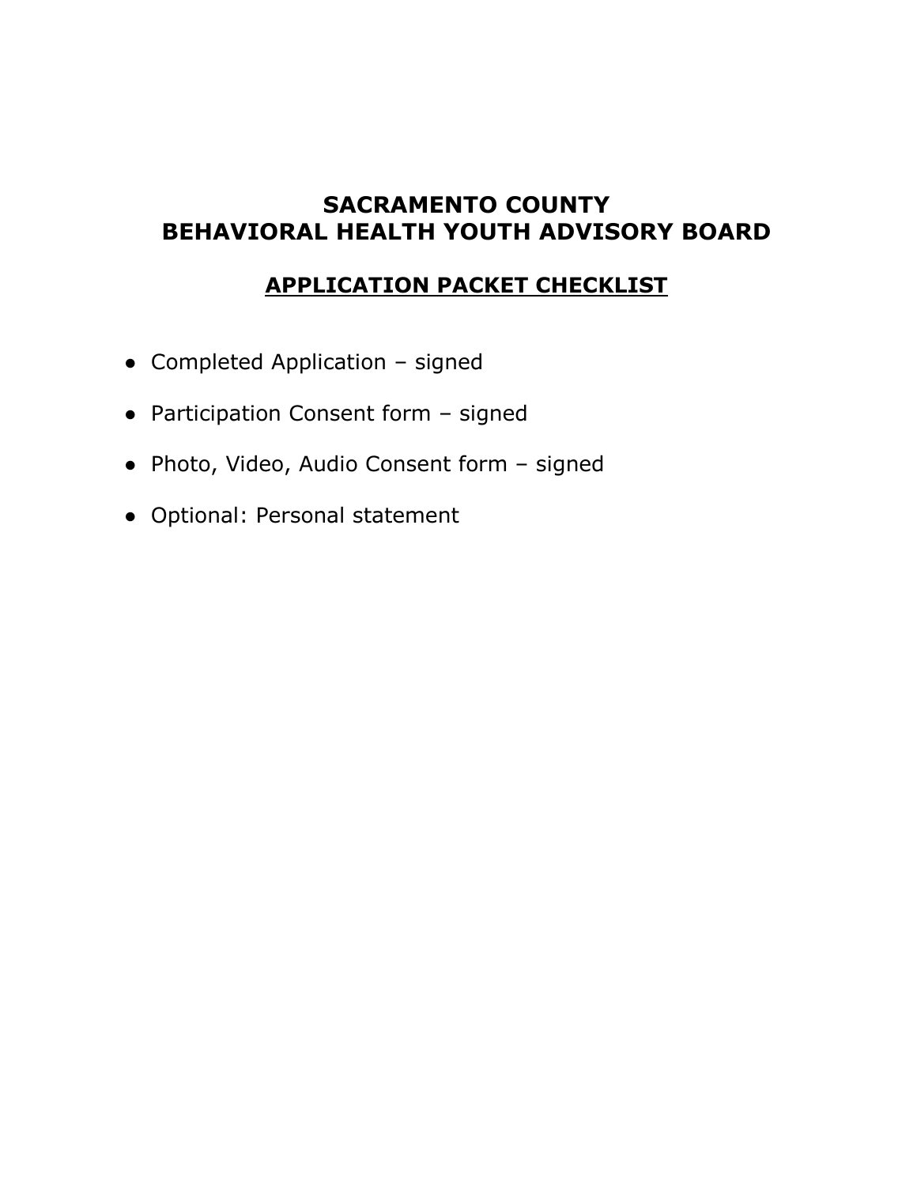# SACRAMENTO COUNTY
# BEHAVIORAL HEALTH YOUTH ADVISORY BOARD

## APPLICATION PACKET CHECKLIST

- Completed Application – signed
- Participation Consent form – signed
- Photo, Video, Audio Consent form – signed
- Optional: Personal statement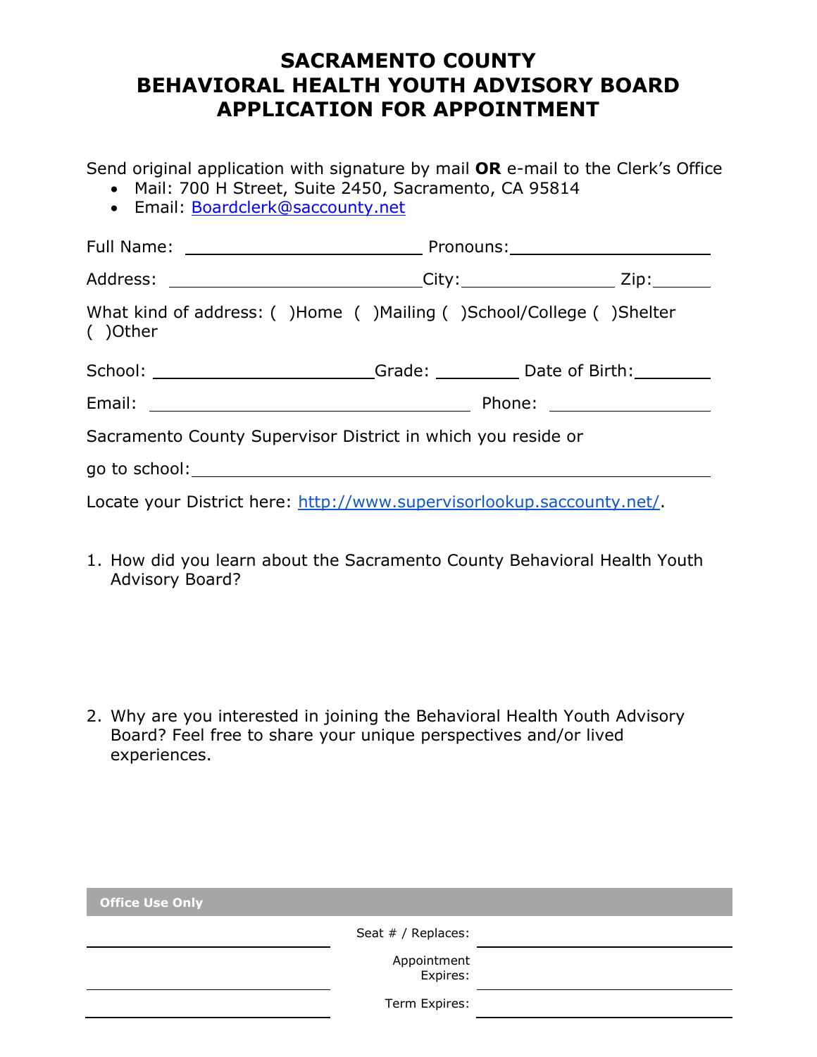# SACRAMENTO COUNTY
# BEHAVIORAL HEALTH YOUTH ADVISORY BOARD
# APPLICATION FOR APPOINTMENT

Send original application with signature by mail **OR** e-mail to the Clerk's Office

- Mail: 700 H Street, Suite 2450, Sacramento, CA 95814
- Email: Boardclerk@saccounty.net

Full Name: ______________________ Pronouns: ____________________

Address: ______________________ City: ______________ Zip: ______

What kind of address: ( )Home ( )Mailing ( )School/College ( )Shelter ( )Other

School: ____________________ Grade: ________ Date of Birth: ________

Email: ______________________________ Phone: ________________

Sacramento County Supervisor District in which you reside or go to school: ________________________________________________

Locate your District here: http://www.supervisorlookup.saccounty.net/.

1. How did you learn about the Sacramento County Behavioral Health Youth Advisory Board?

2. Why are you interested in joining the Behavioral Health Youth Advisory Board? Feel free to share your unique perspectives and/or lived experiences.

| Office Use Only | | |
|---|---|---|
| | Seat # / Replaces: | |
| | Appointment Expires: | |
| | Term Expires: | |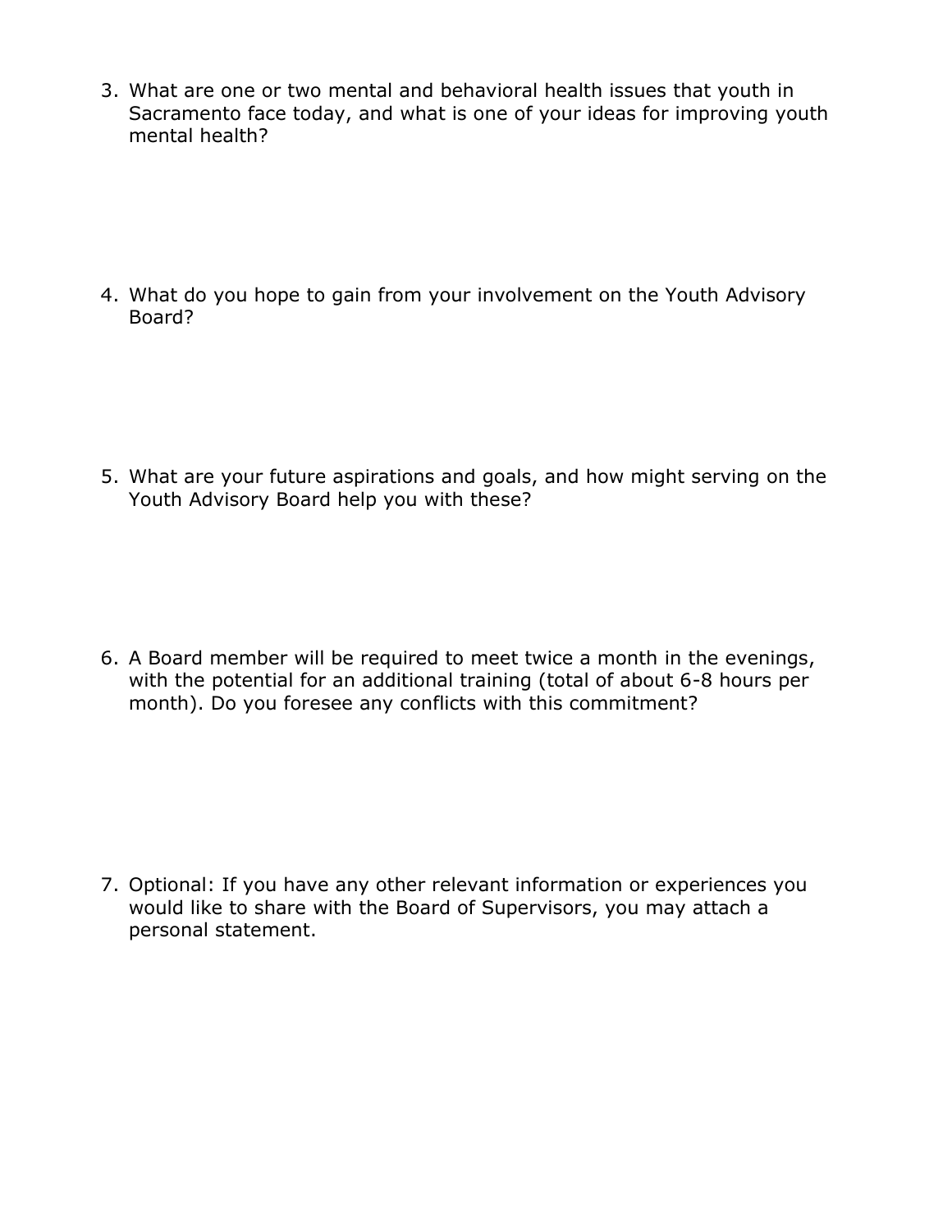3. What are one or two mental and behavioral health issues that youth in Sacramento face today, and what is one of your ideas for improving youth mental health?

4. What do you hope to gain from your involvement on the Youth Advisory Board?

5. What are your future aspirations and goals, and how might serving on the Youth Advisory Board help you with these?

6. A Board member will be required to meet twice a month in the evenings, with the potential for an additional training (total of about 6-8 hours per month). Do you foresee any conflicts with this commitment?

7. Optional: If you have any other relevant information or experiences you would like to share with the Board of Supervisors, you may attach a personal statement.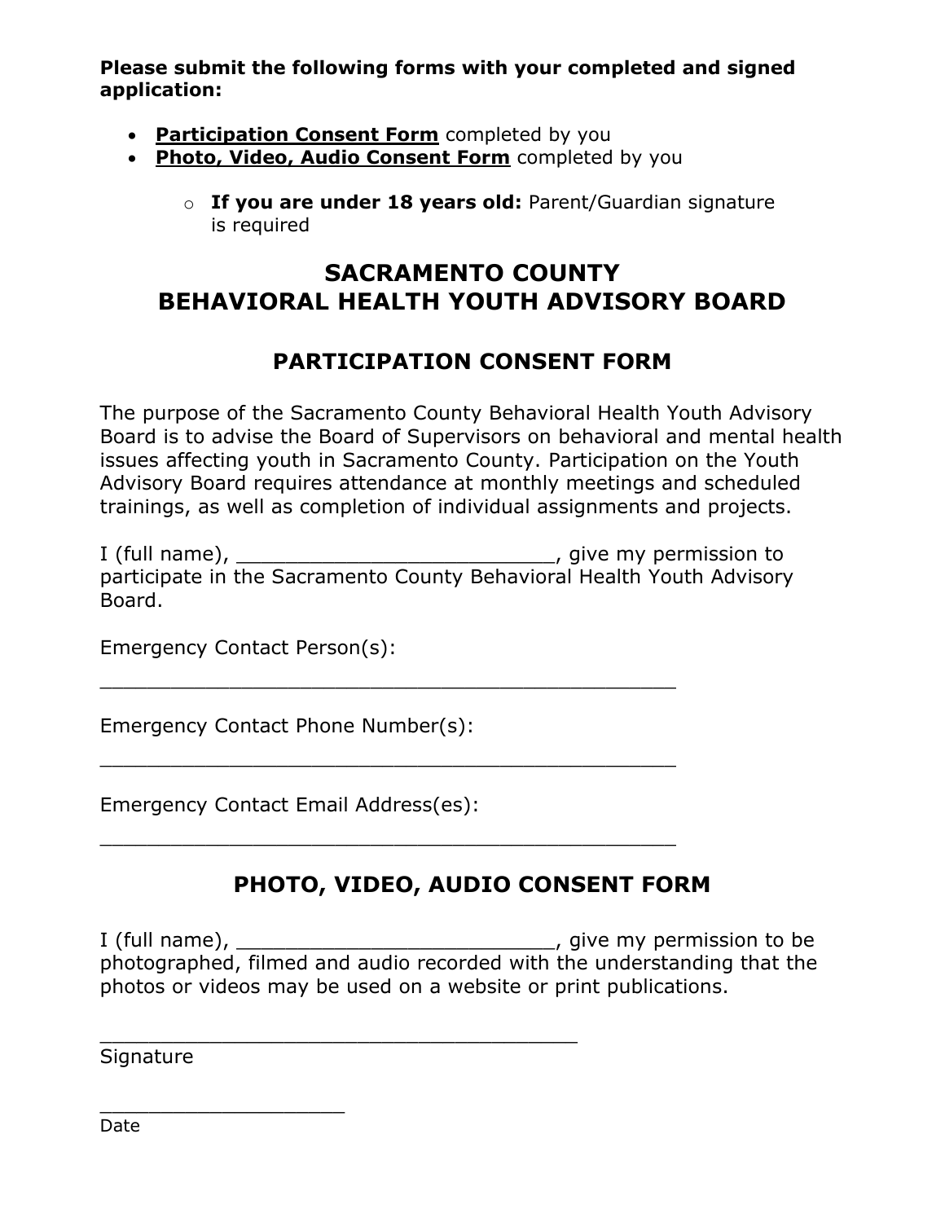**Please submit the following forms with your completed and signed application:**

- **Participation Consent Form** completed by you
- **Photo, Video, Audio Consent Form** completed by you
  - **If you are under 18 years old:** Parent/Guardian signature is required

# SACRAMENTO COUNTY
# BEHAVIORAL HEALTH YOUTH ADVISORY BOARD

## PARTICIPATION CONSENT FORM

The purpose of the Sacramento County Behavioral Health Youth Advisory Board is to advise the Board of Supervisors on behavioral and mental health issues affecting youth in Sacramento County. Participation on the Youth Advisory Board requires attendance at monthly meetings and scheduled trainings, as well as completion of individual assignments and projects.

I (full name), ___________________________, give my permission to participate in the Sacramento County Behavioral Health Youth Advisory Board.

Emergency Contact Person(s):

__________________________________________________

Emergency Contact Phone Number(s):

__________________________________________________

Emergency Contact Email Address(es):

__________________________________________________

## PHOTO, VIDEO, AUDIO CONSENT FORM

I (full name), ___________________________, give my permission to be photographed, filmed and audio recorded with the understanding that the photos or videos may be used on a website or print publications.

__________________________________________
Signature

_____________________
Date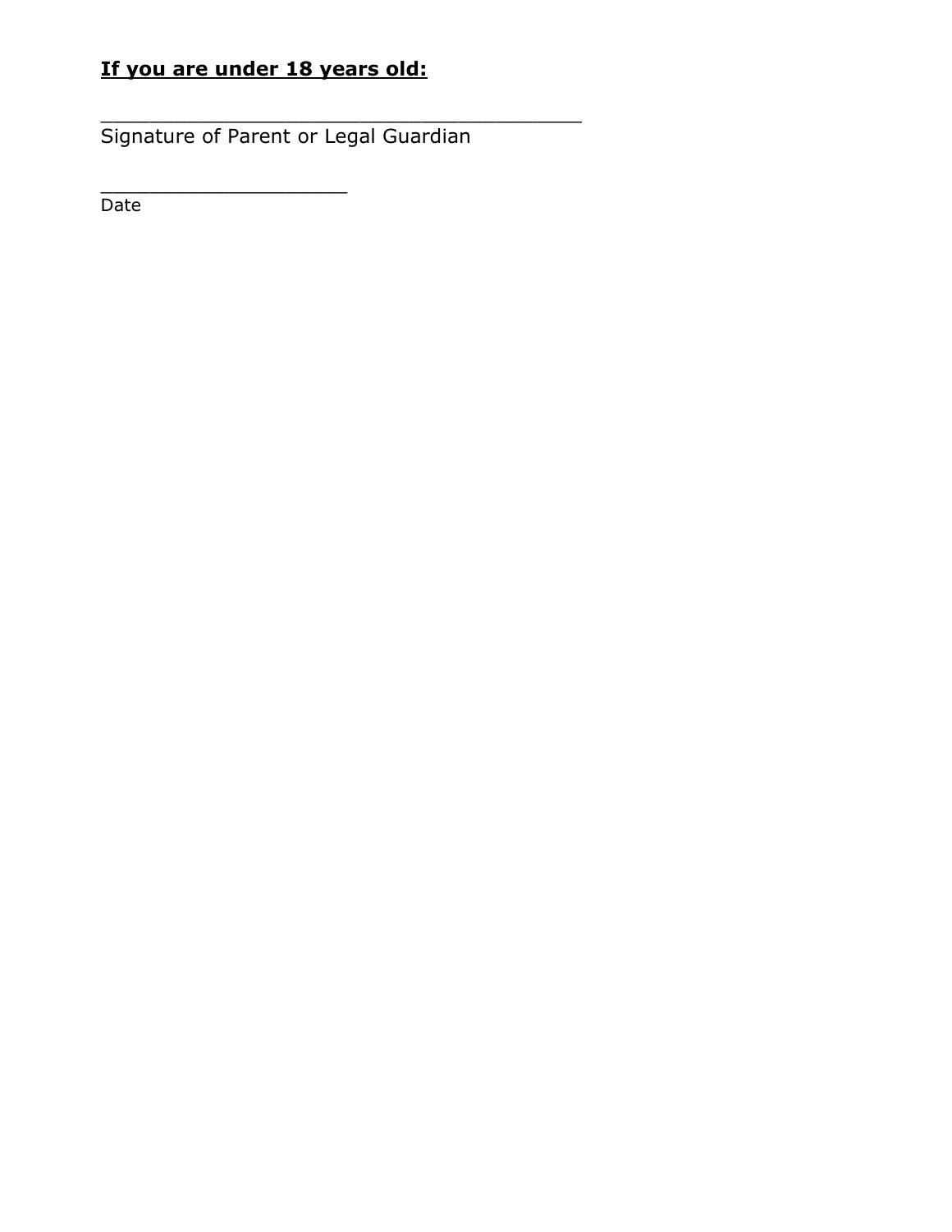**<u>If you are under 18 years old:</u>**

__________________________________________
Signature of Parent or Legal Guardian

_____________________
Date